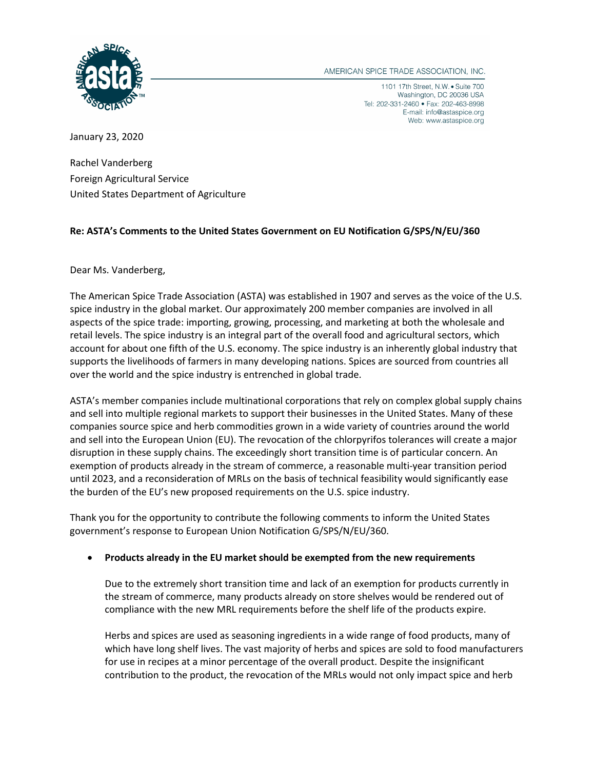AMERICAN SPICE TRADE ASSOCIATION, INC.

1101 17th Street, N.W. • Suite 700
Washington, DC 20036 USA
Tel: 202-331-2460 • Fax: 202-463-8998
E-mail: info@astaspice.org
Web: www.astaspice.org

January 23, 2020

Rachel Vanderberg
Foreign Agricultural Service
United States Department of Agriculture

**Re: ASTA's Comments to the United States Government on EU Notification G/SPS/N/EU/360**

Dear Ms. Vanderberg,

The American Spice Trade Association (ASTA) was established in 1907 and serves as the voice of the U.S. spice industry in the global market. Our approximately 200 member companies are involved in all aspects of the spice trade: importing, growing, processing, and marketing at both the wholesale and retail levels. The spice industry is an integral part of the overall food and agricultural sectors, which account for about one fifth of the U.S. economy. The spice industry is an inherently global industry that supports the livelihoods of farmers in many developing nations. Spices are sourced from countries all over the world and the spice industry is entrenched in global trade.

ASTA's member companies include multinational corporations that rely on complex global supply chains and sell into multiple regional markets to support their businesses in the United States. Many of these companies source spice and herb commodities grown in a wide variety of countries around the world and sell into the European Union (EU). The revocation of the chlorpyrifos tolerances will create a major disruption in these supply chains. The exceedingly short transition time is of particular concern. An exemption of products already in the stream of commerce, a reasonable multi-year transition period until 2023, and a reconsideration of MRLs on the basis of technical feasibility would significantly ease the burden of the EU's new proposed requirements on the U.S. spice industry.

Thank you for the opportunity to contribute the following comments to inform the United States government's response to European Union Notification G/SPS/N/EU/360.

- **Products already in the EU market should be exempted from the new requirements**

  Due to the extremely short transition time and lack of an exemption for products currently in the stream of commerce, many products already on store shelves would be rendered out of compliance with the new MRL requirements before the shelf life of the products expire.

  Herbs and spices are used as seasoning ingredients in a wide range of food products, many of which have long shelf lives. The vast majority of herbs and spices are sold to food manufacturers for use in recipes at a minor percentage of the overall product. Despite the insignificant contribution to the product, the revocation of the MRLs would not only impact spice and herb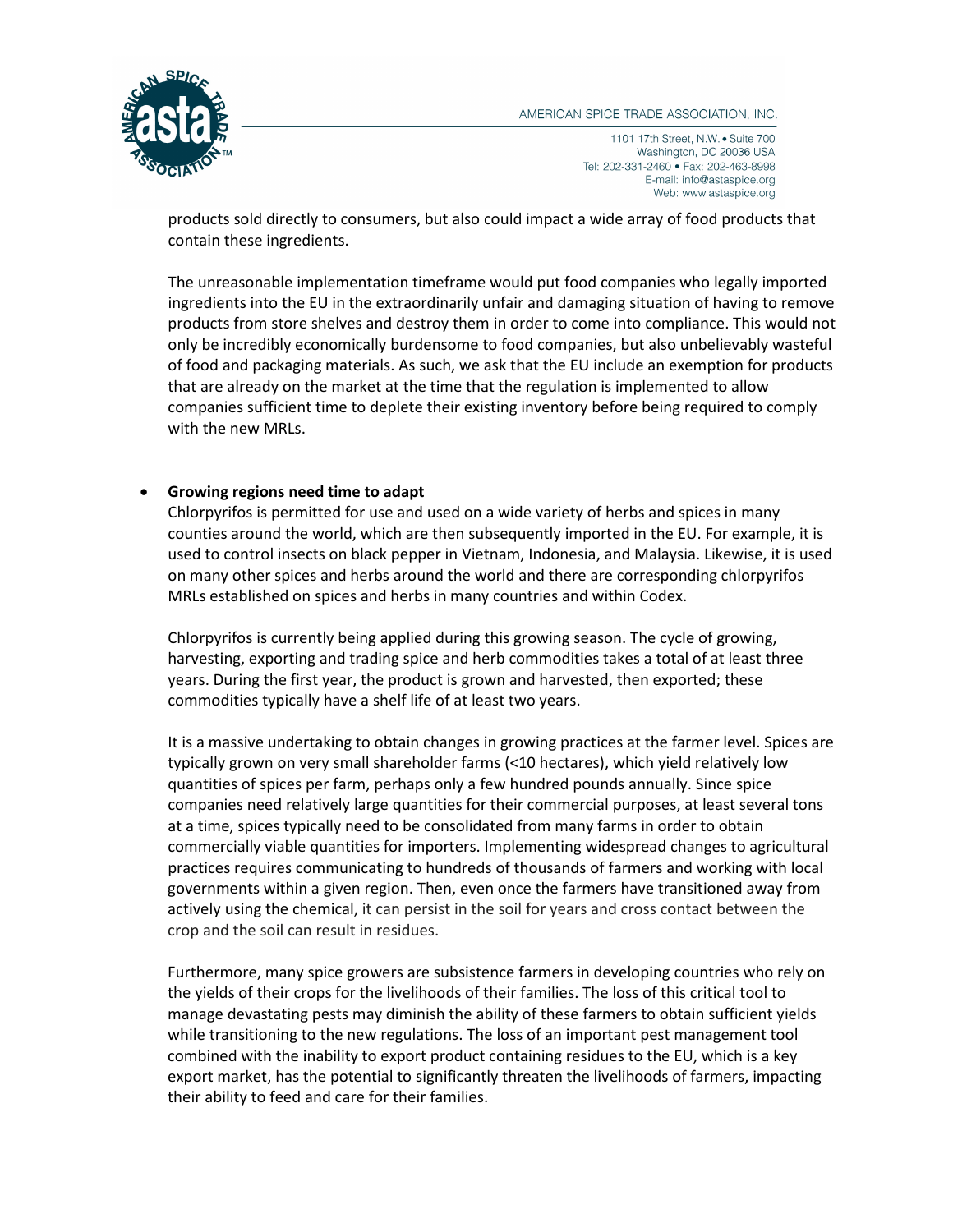products sold directly to consumers, but also could impact a wide array of food products that contain these ingredients.

The unreasonable implementation timeframe would put food companies who legally imported ingredients into the EU in the extraordinarily unfair and damaging situation of having to remove products from store shelves and destroy them in order to come into compliance. This would not only be incredibly economically burdensome to food companies, but also unbelievably wasteful of food and packaging materials. As such, we ask that the EU include an exemption for products that are already on the market at the time that the regulation is implemented to allow companies sufficient time to deplete their existing inventory before being required to comply with the new MRLs.

- **Growing regions need time to adapt**

  Chlorpyrifos is permitted for use and used on a wide variety of herbs and spices in many counties around the world, which are then subsequently imported in the EU. For example, it is used to control insects on black pepper in Vietnam, Indonesia, and Malaysia. Likewise, it is used on many other spices and herbs around the world and there are corresponding chlorpyrifos MRLs established on spices and herbs in many countries and within Codex.

  Chlorpyrifos is currently being applied during this growing season. The cycle of growing, harvesting, exporting and trading spice and herb commodities takes a total of at least three years. During the first year, the product is grown and harvested, then exported; these commodities typically have a shelf life of at least two years.

  It is a massive undertaking to obtain changes in growing practices at the farmer level. Spices are typically grown on very small shareholder farms (<10 hectares), which yield relatively low quantities of spices per farm, perhaps only a few hundred pounds annually. Since spice companies need relatively large quantities for their commercial purposes, at least several tons at a time, spices typically need to be consolidated from many farms in order to obtain commercially viable quantities for importers. Implementing widespread changes to agricultural practices requires communicating to hundreds of thousands of farmers and working with local governments within a given region. Then, even once the farmers have transitioned away from actively using the chemical, it can persist in the soil for years and cross contact between the crop and the soil can result in residues.

  Furthermore, many spice growers are subsistence farmers in developing countries who rely on the yields of their crops for the livelihoods of their families. The loss of this critical tool to manage devastating pests may diminish the ability of these farmers to obtain sufficient yields while transitioning to the new regulations. The loss of an important pest management tool combined with the inability to export product containing residues to the EU, which is a key export market, has the potential to significantly threaten the livelihoods of farmers, impacting their ability to feed and care for their families.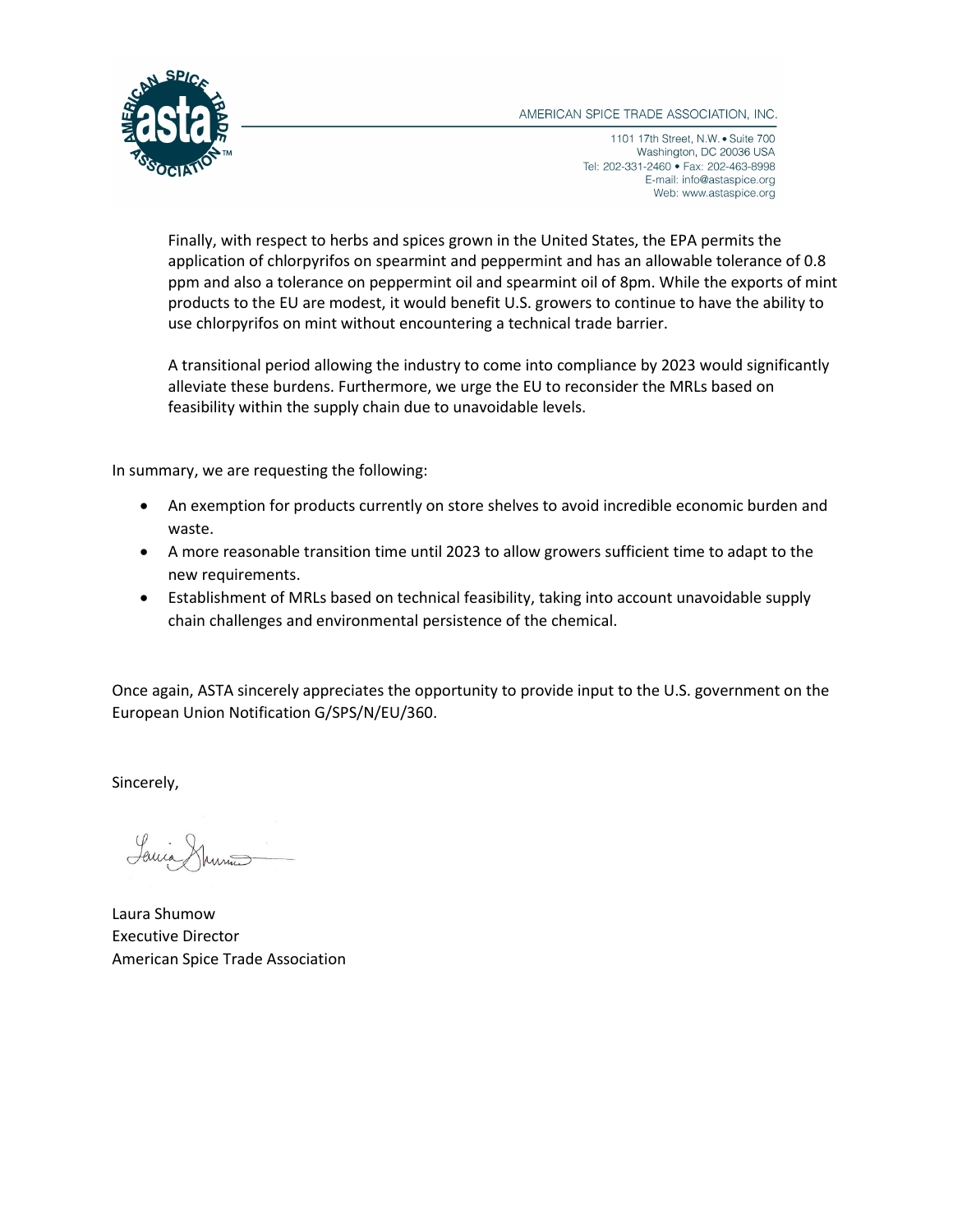Finally, with respect to herbs and spices grown in the United States, the EPA permits the application of chlorpyrifos on spearmint and peppermint and has an allowable tolerance of 0.8 ppm and also a tolerance on peppermint oil and spearmint oil of 8pm. While the exports of mint products to the EU are modest, it would benefit U.S. growers to continue to have the ability to use chlorpyrifos on mint without encountering a technical trade barrier.

A transitional period allowing the industry to come into compliance by 2023 would significantly alleviate these burdens. Furthermore, we urge the EU to reconsider the MRLs based on feasibility within the supply chain due to unavoidable levels.

In summary, we are requesting the following:

- An exemption for products currently on store shelves to avoid incredible economic burden and waste.
- A more reasonable transition time until 2023 to allow growers sufficient time to adapt to the new requirements.
- Establishment of MRLs based on technical feasibility, taking into account unavoidable supply chain challenges and environmental persistence of the chemical.

Once again, ASTA sincerely appreciates the opportunity to provide input to the U.S. government on the European Union Notification G/SPS/N/EU/360.

Sincerely,

Laura Shumow
Executive Director
American Spice Trade Association